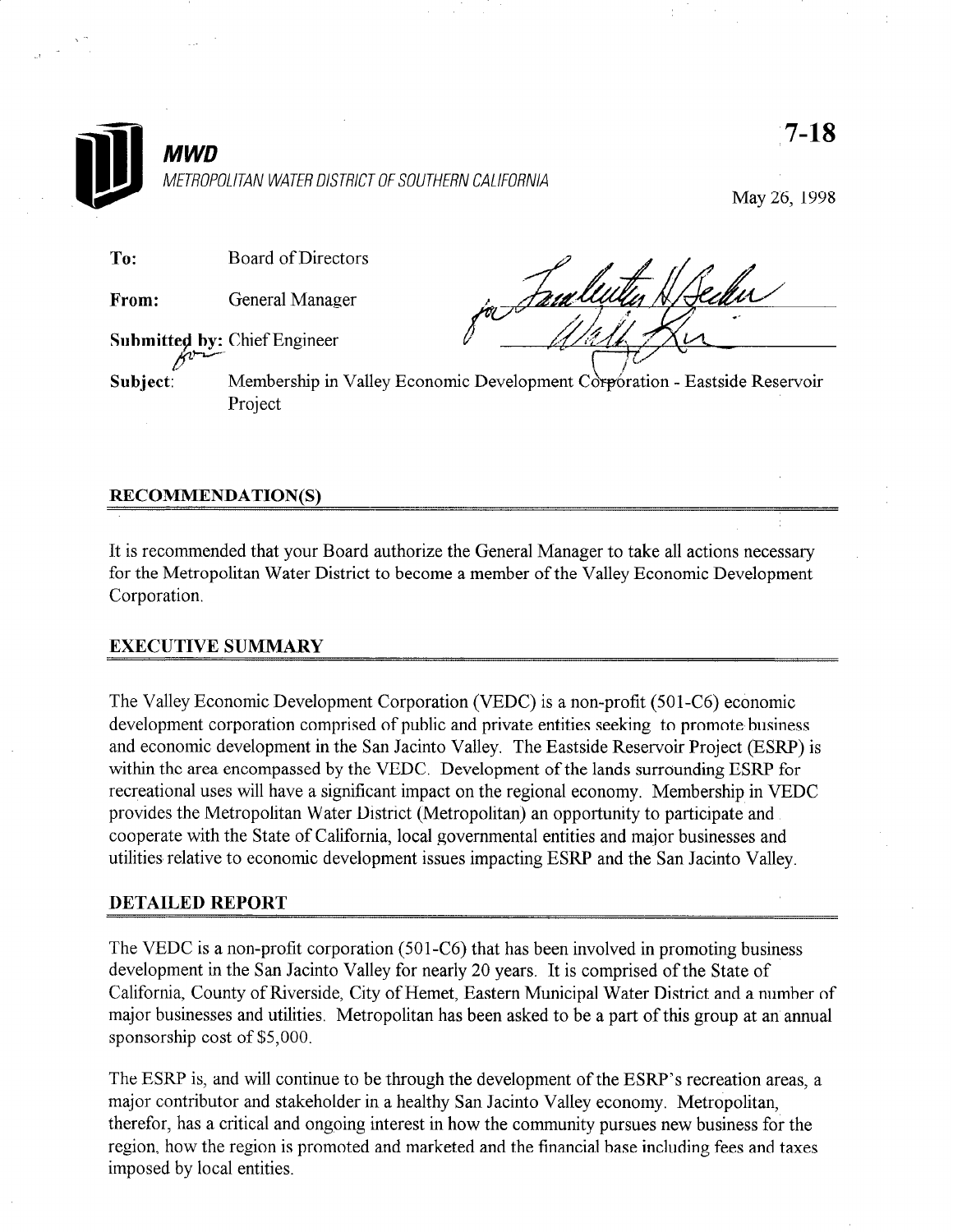**MWD**

*METROPOLITAN WATER DISTRICT OF SOUTHERN CALIFORNIA*

7-18

May 26, 1998

To: Board of Directors

From: General Manager

Submitted by: Chief Engineer

Subject: Membership in Valley Economic Development Corporation - Eastside Reservoir Project

## RECOMMENDATION(S)

It is recommended that your Board authorize the General Manager to take all actions necessary for the Metropolitan Water District to become a member of the Valley Economic Development Corporation.

## EXECUTIVE SUMMARY

The Valley Economic Development Corporation (VEDC) is a non-profit (501-C6) economic development corporation comprised of public and private entities seeking to promote business and economic development in the San Jacinto Valley. The Eastside Reservoir Project (ESRP) is within the area encompassed by the VEDC. Development of the lands surrounding ESRP for recreational uses will have a significant impact on the regional economy. Membership in VEDC provides the Metropolitan Water District (Metropolitan) an opportunity to participate and cooperate with the State of California, local governmental entities and major businesses and utilities relative to economic development issues impacting ESRP and the San Jacinto Valley.

## DETAILED REPORT

The VEDC is a non-profit corporation (501-C6) that has been involved in promoting business development in the San Jacinto Valley for nearly 20 years. It is comprised of the State of California, County of Riverside, City of Hemet, Eastern Municipal Water District and a number of major businesses and utilities. Metropolitan has been asked to be a part of this group at an annual sponsorship cost of $5,000.

The ESRP is, and will continue to be through the development of the ESRP's recreation areas, a major contributor and stakeholder in a healthy San Jacinto Valley economy. Metropolitan, therefor, has a critical and ongoing interest in how the community pursues new business for the region, how the region is promoted and marketed and the financial base including fees and taxes imposed by local entities.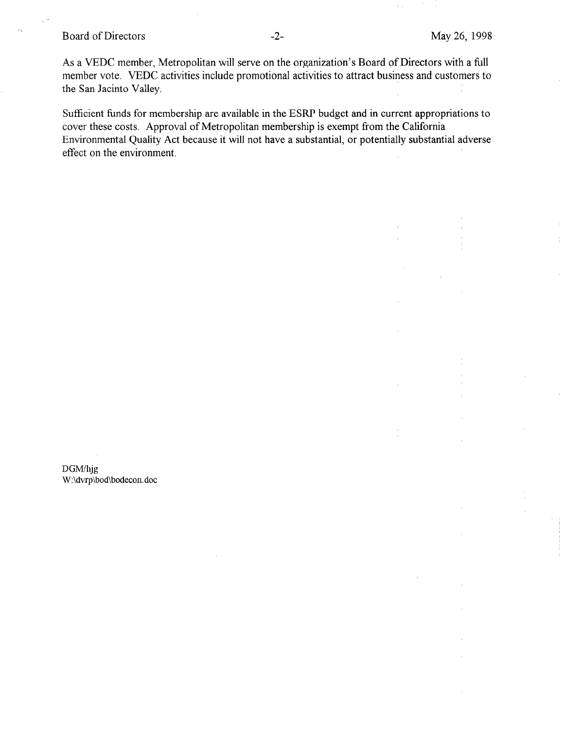As a VEDC member, Metropolitan will serve on the organization's Board of Directors with a full member vote. VEDC activities include promotional activities to attract business and customers to the San Jacinto Valley.

Sufficient funds for membership are available in the ESRP budget and in current appropriations to cover these costs. Approval of Metropolitan membership is exempt from the California Environmental Quality Act because it will not have a substantial, or potentially substantial adverse effect on the environment.

DGM/hjg
W:\dvrp\bod\bodecon.doc